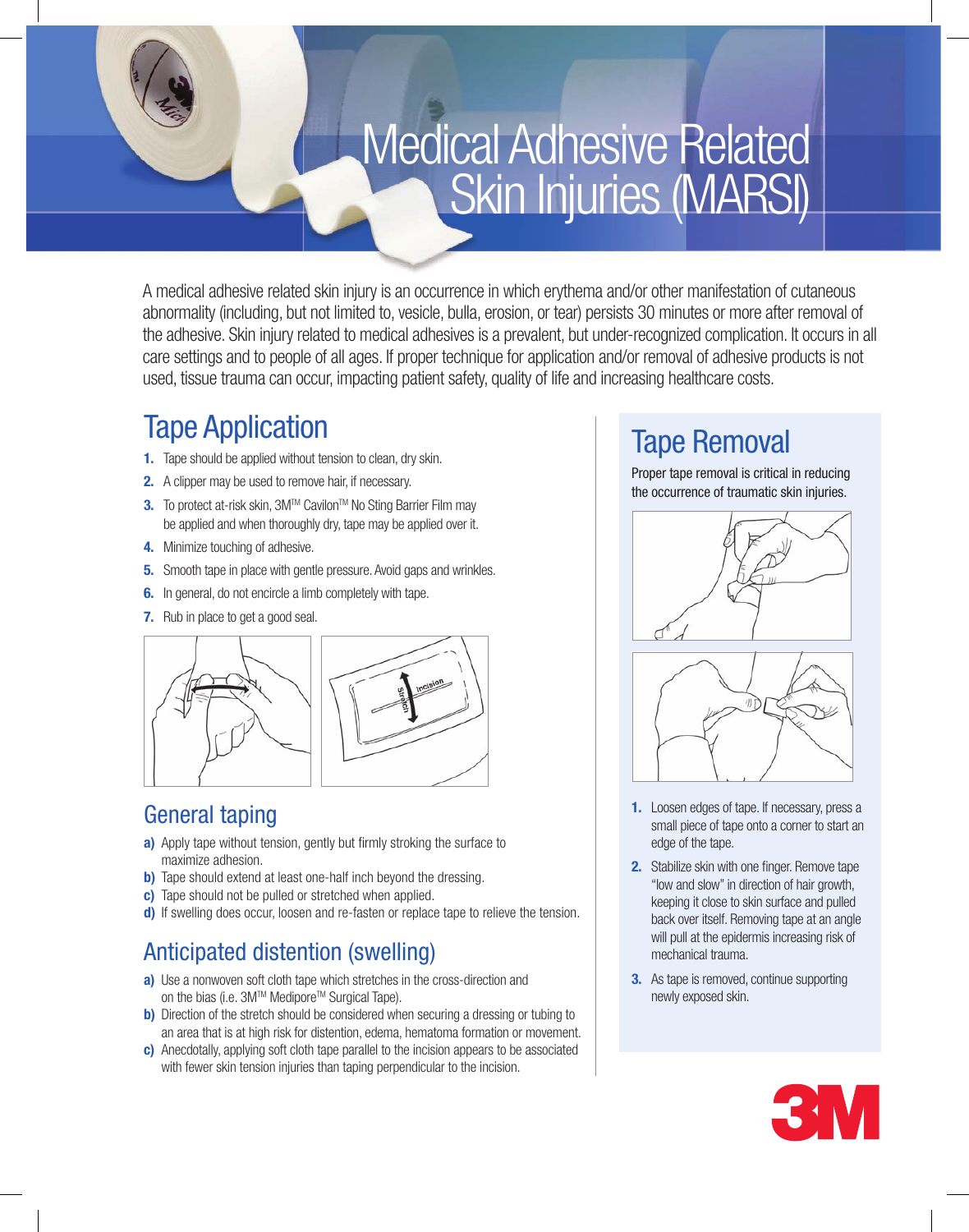# Medical Adhesive Related Skin Injuries (MARSI)

A medical adhesive related skin injury is an occurrence in which erythema and/or other manifestation of cutaneous abnormality (including, but not limited to, vesicle, bulla, erosion, or tear) persists 30 minutes or more after removal of the adhesive. Skin injury related to medical adhesives is a prevalent, but under-recognized complication. It occurs in all care settings and to people of all ages. If proper technique for application and/or removal of adhesive products is not used, tissue trauma can occur, impacting patient safety, quality of life and increasing healthcare costs.

## Tape Application

1. Tape should be applied without tension to clean, dry skin.
2. A clipper may be used to remove hair, if necessary.
3. To protect at-risk skin, 3M™ Cavilon™ No Sting Barrier Film may be applied and when thoroughly dry, tape may be applied over it.
4. Minimize touching of adhesive.
5. Smooth tape in place with gentle pressure. Avoid gaps and wrinkles.
6. In general, do not encircle a limb completely with tape.
7. Rub in place to get a good seal.

### General taping

a) Apply tape without tension, gently but firmly stroking the surface to maximize adhesion.
b) Tape should extend at least one-half inch beyond the dressing.
c) Tape should not be pulled or stretched when applied.
d) If swelling does occur, loosen and re-fasten or replace tape to relieve the tension.

### Anticipated distention (swelling)

a) Use a nonwoven soft cloth tape which stretches in the cross-direction and on the bias (i.e. 3M™ Medipore™ Surgical Tape).
b) Direction of the stretch should be considered when securing a dressing or tubing to an area that is at high risk for distention, edema, hematoma formation or movement.
c) Anecdotally, applying soft cloth tape parallel to the incision appears to be associated with fewer skin tension injuries than taping perpendicular to the incision.

## Tape Removal

Proper tape removal is critical in reducing the occurrence of traumatic skin injuries.

1. Loosen edges of tape. If necessary, press a small piece of tape onto a corner to start an edge of the tape.
2. Stabilize skin with one finger. Remove tape "low and slow" in direction of hair growth, keeping it close to skin surface and pulled back over itself. Removing tape at an angle will pull at the epidermis increasing risk of mechanical trauma.
3. As tape is removed, continue supporting newly exposed skin.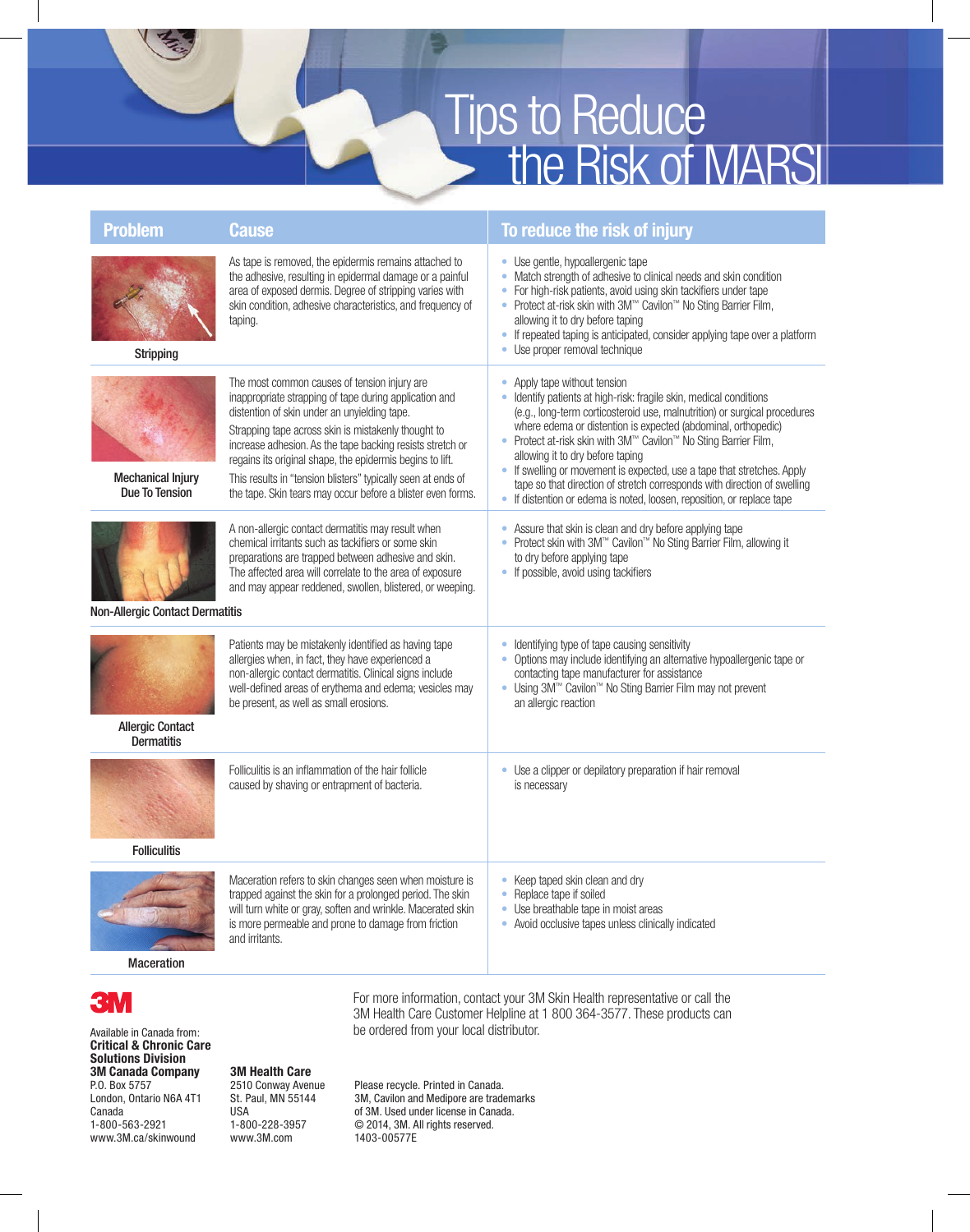# Tips to Reduce the Risk of MARSI

| Problem | Cause | To reduce the risk of injury |
| --- | --- | --- |
| Stripping | As tape is removed, the epidermis remains attached to the adhesive, resulting in epidermal damage or a painful area of exposed dermis. Degree of stripping varies with skin condition, adhesive characteristics, and frequency of taping. | • Use gentle, hypoallergenic tape<br>• Match strength of adhesive to clinical needs and skin condition<br>• For high-risk patients, avoid using skin tackifiers under tape<br>• Protect at-risk skin with 3M™ Cavilon™ No Sting Barrier Film, allowing it to dry before taping<br>• If repeated taping is anticipated, consider applying tape over a platform<br>• Use proper removal technique |
| Mechanical Injury Due To Tension | The most common causes of tension injury are inappropriate strapping of tape during application and distention of skin under an unyielding tape.<br>Strapping tape across skin is mistakenly thought to increase adhesion. As the tape backing resists stretch or regains its original shape, the epidermis begins to lift.<br>This results in "tension blisters" typically seen at ends of the tape. Skin tears may occur before a blister even forms. | • Apply tape without tension<br>• Identify patients at high-risk: fragile skin, medical conditions (e.g., long-term corticosteroid use, malnutrition) or surgical procedures where edema or distention is expected (abdominal, orthopedic)<br>• Protect at-risk skin with 3M™ Cavilon™ No Sting Barrier Film, allowing it to dry before taping<br>• If swelling or movement is expected, use a tape that stretches. Apply tape so that direction of stretch corresponds with direction of swelling<br>• If distention or edema is noted, loosen, reposition, or replace tape |
| Non-Allergic Contact Dermatitis | A non-allergic contact dermatitis may result when chemical irritants such as tackifiers or some skin preparations are trapped between adhesive and skin. The affected area will correlate to the area of exposure and may appear reddened, swollen, blistered, or weeping. | • Assure that skin is clean and dry before applying tape<br>• Protect skin with 3M™ Cavilon™ No Sting Barrier Film, allowing it to dry before applying tape<br>• If possible, avoid using tackifiers |
| Allergic Contact Dermatitis | Patients may be mistakenly identified as having tape allergies when, in fact, they have experienced a non-allergic contact dermatitis. Clinical signs include well-defined areas of erythema and edema; vesicles may be present, as well as small erosions. | • Identifying type of tape causing sensitivity<br>• Options may include identifying an alternative hypoallergenic tape or contacting tape manufacturer for assistance<br>• Using 3M™ Cavilon™ No Sting Barrier Film may not prevent an allergic reaction |
| Folliculitis | Folliculitis is an inflammation of the hair follicle caused by shaving or entrapment of bacteria. | • Use a clipper or depilatory preparation if hair removal is necessary |
| Maceration | Maceration refers to skin changes seen when moisture is trapped against the skin for a prolonged period. The skin will turn white or gray, soften and wrinkle. Macerated skin is more permeable and prone to damage from friction and irritants. | • Keep taped skin clean and dry<br>• Replace tape if soiled<br>• Use breathable tape in moist areas<br>• Avoid occlusive tapes unless clinically indicated |

**3M**

For more information, contact your 3M Skin Health representative or call the 3M Health Care Customer Helpline at 1 800 364-3577. These products can be ordered from your local distributor.

Available in Canada from:
**Critical & Chronic Care Solutions Division**
**3M Canada Company**
P.O. Box 5757
London, Ontario N6A 4T1
Canada
1-800-563-2921
www.3M.ca/skinwound

**3M Health Care**
2510 Conway Avenue
St. Paul, MN 55144
USA
1-800-228-3957
www.3M.com

Please recycle. Printed in Canada.
3M, Cavilon and Medipore are trademarks of 3M. Used under license in Canada.
© 2014, 3M. All rights reserved.
1403-00577E